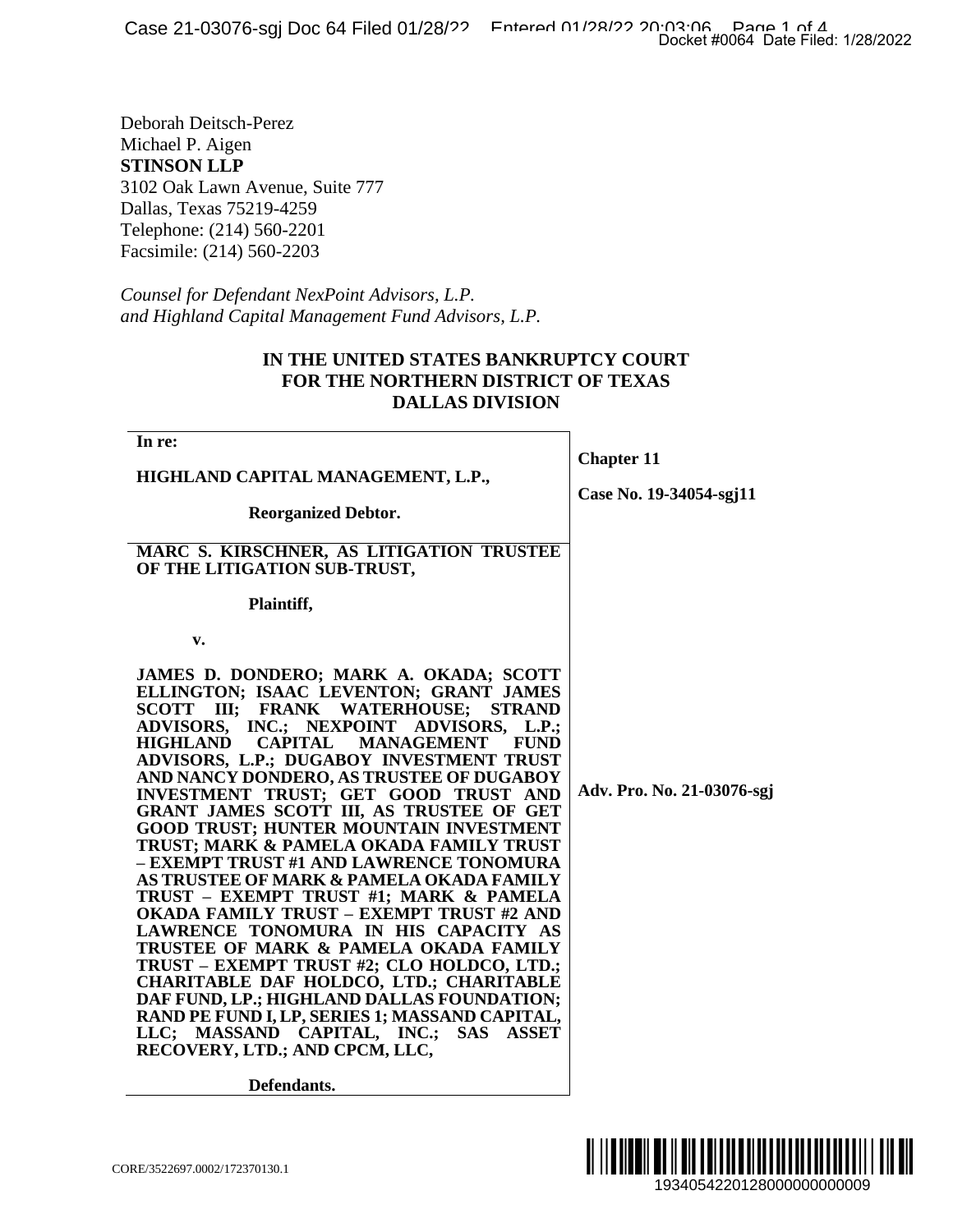Deborah Deitsch-Perez
Michael P. Aigen
**STINSON LLP**
3102 Oak Lawn Avenue, Suite 777
Dallas, Texas 75219-4259
Telephone: (214) 560-2201
Facsimile: (214) 560-2203

*Counsel for Defendant NexPoint Advisors, L.P. and Highland Capital Management Fund Advisors, L.P.*

**IN THE UNITED STATES BANKRUPTCY COURT**
**FOR THE NORTHERN DISTRICT OF TEXAS**
**DALLAS DIVISION**

| | |
|---|---|
| **In re:**<br><br>**HIGHLAND CAPITAL MANAGEMENT, L.P.,**<br><br>**Reorganized Debtor.** | **Chapter 11**<br><br>**Case No. 19-34054-sgj11** |
| **MARC S. KIRSCHNER, AS LITIGATION TRUSTEE OF THE LITIGATION SUB-TRUST,**<br><br>**Plaintiff,**<br><br>**v.**<br><br>**JAMES D. DONDERO; MARK A. OKADA; SCOTT ELLINGTON; ISAAC LEVENTON; GRANT JAMES SCOTT III; FRANK WATERHOUSE; STRAND ADVISORS, INC.; NEXPOINT ADVISORS, L.P.; HIGHLAND CAPITAL MANAGEMENT FUND ADVISORS, L.P.; DUGABOY INVESTMENT TRUST AND NANCY DONDERO, AS TRUSTEE OF DUGABOY INVESTMENT TRUST; GET GOOD TRUST AND GRANT JAMES SCOTT III, AS TRUSTEE OF GET GOOD TRUST; HUNTER MOUNTAIN INVESTMENT TRUST; MARK & PAMELA OKADA FAMILY TRUST – EXEMPT TRUST #1 AND LAWRENCE TONOMURA AS TRUSTEE OF MARK & PAMELA OKADA FAMILY TRUST – EXEMPT TRUST #1; MARK & PAMELA OKADA FAMILY TRUST – EXEMPT TRUST #2 AND LAWRENCE TONOMURA IN HIS CAPACITY AS TRUSTEE OF MARK & PAMELA OKADA FAMILY TRUST – EXEMPT TRUST #2; CLO HOLDCO, LTD.; CHARITABLE DAF HOLDCO, LTD.; CHARITABLE DAF FUND, LP.; HIGHLAND DALLAS FOUNDATION; RAND PE FUND I, LP, SERIES 1; MASSAND CAPITAL, LLC; MASSAND CAPITAL, INC.; SAS ASSET RECOVERY, LTD.; AND CPCM, LLC,**<br><br>**Defendants.** | **Adv. Pro. No. 21-03076-sgj** |

CORE/3522697.0002/172370130.1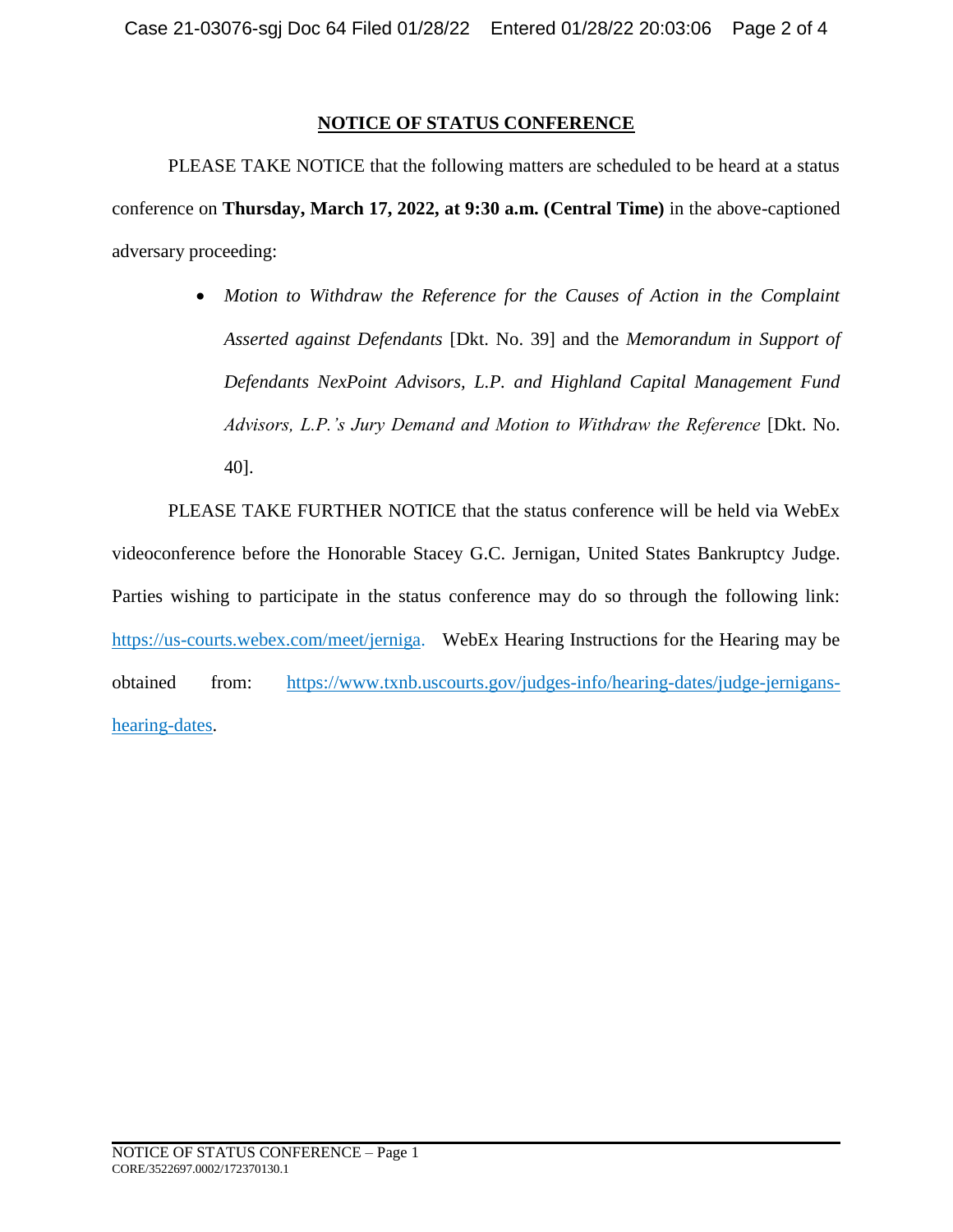## NOTICE OF STATUS CONFERENCE

PLEASE TAKE NOTICE that the following matters are scheduled to be heard at a status conference on **Thursday, March 17, 2022, at 9:30 a.m. (Central Time)** in the above-captioned adversary proceeding:

- *Motion to Withdraw the Reference for the Causes of Action in the Complaint Asserted against Defendants* [Dkt. No. 39] and the *Memorandum in Support of Defendants NexPoint Advisors, L.P. and Highland Capital Management Fund Advisors, L.P.'s Jury Demand and Motion to Withdraw the Reference* [Dkt. No. 40].

PLEASE TAKE FURTHER NOTICE that the status conference will be held via WebEx videoconference before the Honorable Stacey G.C. Jernigan, United States Bankruptcy Judge. Parties wishing to participate in the status conference may do so through the following link: https://us-courts.webex.com/meet/jerniga. WebEx Hearing Instructions for the Hearing may be obtained from: https://www.txnb.uscourts.gov/judges-info/hearing-dates/judge-jernigans-hearing-dates.

NOTICE OF STATUS CONFERENCE – Page 1
CORE/3522697.0002/172370130.1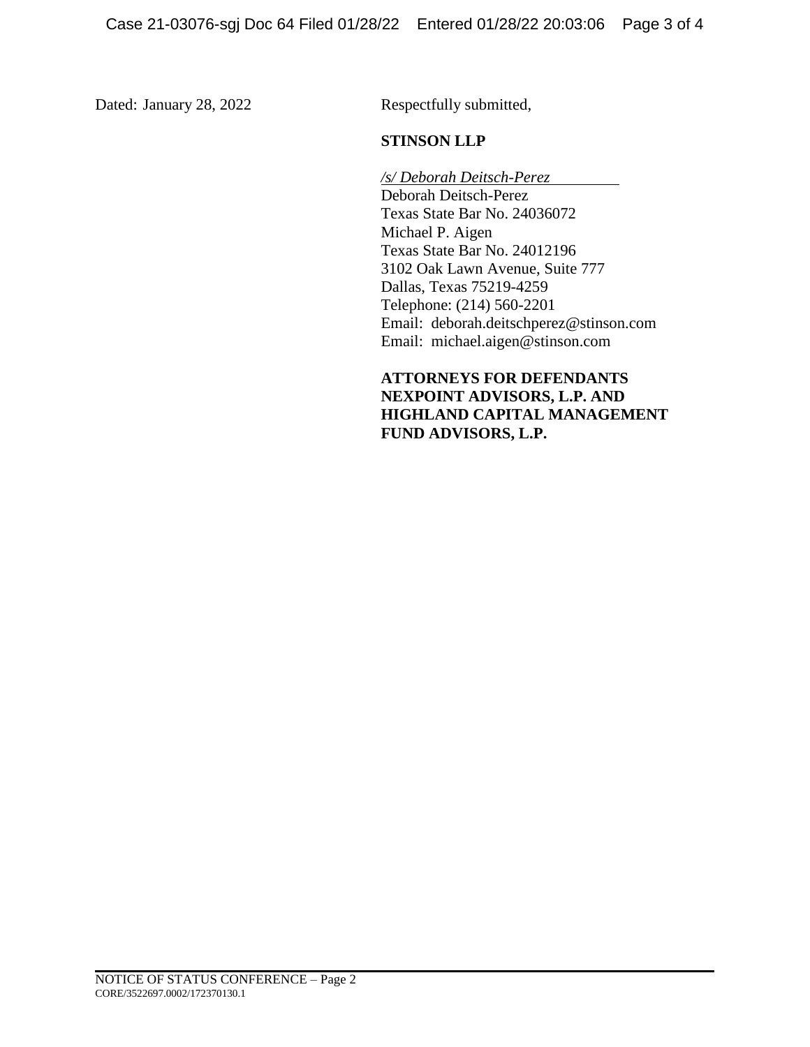Dated: January 28, 2022

Respectfully submitted,

**STINSON LLP**

*/s/ Deborah Deitsch-Perez*
Deborah Deitsch-Perez
Texas State Bar No. 24036072
Michael P. Aigen
Texas State Bar No. 24012196
3102 Oak Lawn Avenue, Suite 777
Dallas, Texas 75219-4259
Telephone: (214) 560-2201
Email: deborah.deitschperez@stinson.com
Email: michael.aigen@stinson.com

**ATTORNEYS FOR DEFENDANTS NEXPOINT ADVISORS, L.P. AND HIGHLAND CAPITAL MANAGEMENT FUND ADVISORS, L.P.**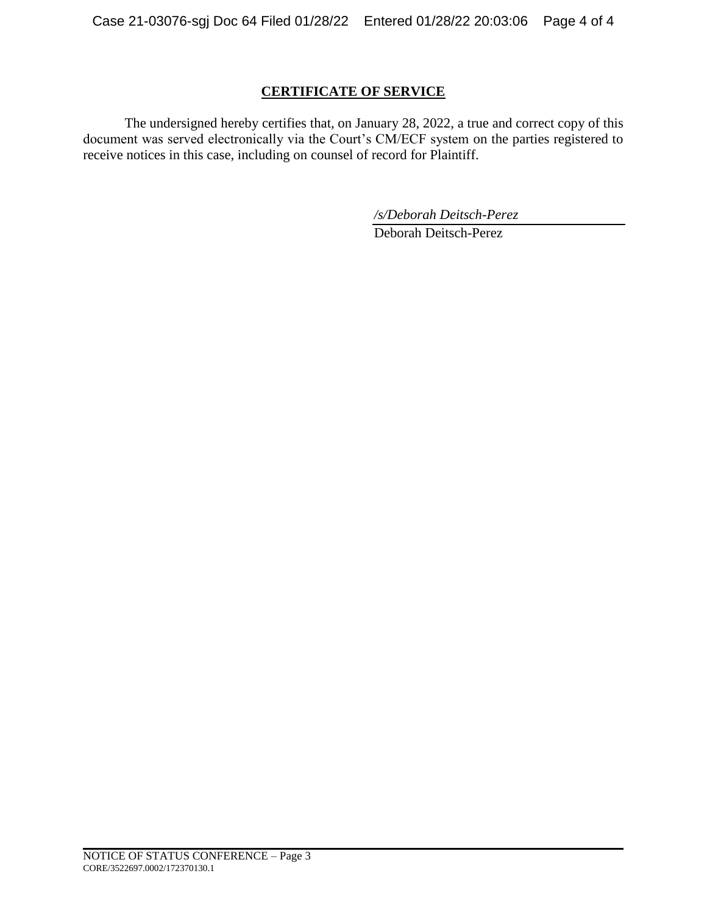## CERTIFICATE OF SERVICE

The undersigned hereby certifies that, on January 28, 2022, a true and correct copy of this document was served electronically via the Court's CM/ECF system on the parties registered to receive notices in this case, including on counsel of record for Plaintiff.

*/s/Deborah Deitsch-Perez*
Deborah Deitsch-Perez